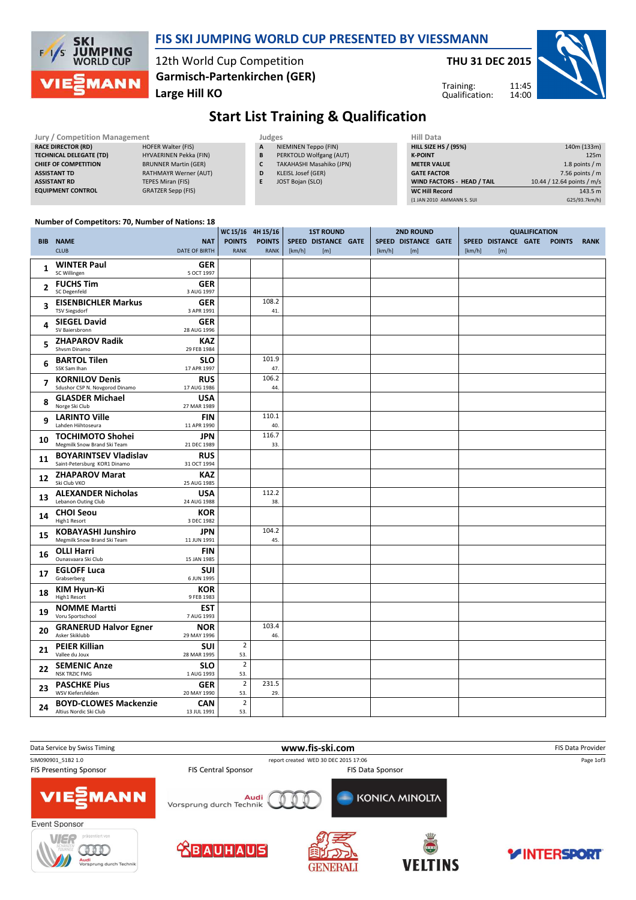# FIS SKI JUMPING WORLD CUP PRESENTED BY VIESSMANN

12th World Cup Competition
Garmisch-Partenkirchen (GER)
Large Hill KO

THU 31 DEC 2015

Training: 11:45
Qualification: 14:00

## Start List Training & Qualification

**Jury / Competition Management**

| | |
|---|---|
| RACE DIRECTOR (RD) | HOFER Walter (FIS) |
| TECHNICAL DELEGATE (TD) | HYVAERINEN Pekka (FIN) |
| CHIEF OF COMPETITION | BRUNNER Martin (GER) |
| ASSISTANT TD | RATHMAYR Werner (AUT) |
| ASSISTANT RD | TEPES Miran (FIS) |
| EQUIPMENT CONTROL | GRATZER Sepp (FIS) |

**Judges**

| | |
|---|---|
| A | NIEMINEN Teppo (FIN) |
| B | PERKTOLD Wolfgang (AUT) |
| C | TAKAHASHI Masahiko (JPN) |
| D | KLEISL Josef (GER) |
| E | JOST Bojan (SLO) |

**Hill Data**

| | |
|---|---|
| HILL SIZE HS / (95%) | 140m (133m) |
| K-POINT | 125m |
| METER VALUE | 1.8 points / m |
| GATE FACTOR | 7.56 points / m |
| WIND FACTORS - HEAD / TAIL | 10.44 / 12.64 points / m/s |
| WC Hill Record | 143.5 m |
| (1 JAN 2010 AMMANN S. SUI | G25/93.7km/h) |

Number of Competitors: 70, Number of Nations: 18

| BIB | NAME / CLUB | NAT / DATE OF BIRTH | WC 15/16 POINTS / RANK | 4H 15/16 POINTS / RANK | 1ST ROUND SPEED [km/h] | 1ST ROUND DISTANCE [m] | 1ST ROUND GATE | 2ND ROUND SPEED [km/h] | 2ND ROUND DISTANCE [m] | 2ND ROUND GATE | QUALIFICATION SPEED [km/h] | QUALIFICATION DISTANCE [m] | QUALIFICATION GATE | QUALIFICATION POINTS | QUALIFICATION RANK |
|---|---|---|---|---|---|---|---|---|---|---|---|---|---|---|---|
| 1 | WINTER Paul / SC Willingen | GER / 5 OCT 1997 | | | | | | | | | | | | | |
| 2 | FUCHS Tim / SC Degenfeld | GER / 3 AUG 1997 | | | | | | | | | | | | | |
| 3 | EISENBICHLER Markus / TSV Siegsdorf | GER / 3 APR 1991 | | 108.2 / 41. | | | | | | | | | | | |
| 4 | SIEGEL David / SV Baiersbronn | GER / 28 AUG 1996 | | | | | | | | | | | | | |
| 5 | ZHAPAROV Radik / Shvsm Dinamo | KAZ / 29 FEB 1984 | | | | | | | | | | | | | |
| 6 | BARTOL Tilen / SSK Sam Ihan | SLO / 17 APR 1997 | | 101.9 / 47. | | | | | | | | | | | |
| 7 | KORNILOV Denis / Sdushor CSP N. Novgorod Dinamo | RUS / 17 AUG 1986 | | 106.2 / 44. | | | | | | | | | | | |
| 8 | GLASDER Michael / Norge Ski Club | USA / 27 MAR 1989 | | | | | | | | | | | | | |
| 9 | LARINTO Ville / Lahden Hiihtoseura | FIN / 11 APR 1990 | | 110.1 / 40. | | | | | | | | | | | |
| 10 | TOCHIMOTO Shohei / Megmilk Snow Brand Ski Team | JPN / 21 DEC 1989 | | 116.7 / 33. | | | | | | | | | | | |
| 11 | BOYARINTSEV Vladislav / Saint-Petersburg KOR1 Dinamo | RUS / 31 OCT 1994 | | | | | | | | | | | | | |
| 12 | ZHAPAROV Marat / Ski Club VKO | KAZ / 25 AUG 1985 | | | | | | | | | | | | | |
| 13 | ALEXANDER Nicholas / Lebanon Outing Club | USA / 24 AUG 1988 | | 112.2 / 38. | | | | | | | | | | | |
| 14 | CHOI Seou / High1 Resort | KOR / 3 DEC 1982 | | | | | | | | | | | | | |
| 15 | KOBAYASHI Junshiro / Megmilk Snow Brand Ski Team | JPN / 11 JUN 1991 | | 104.2 / 45. | | | | | | | | | | | |
| 16 | OLLI Harri / Ounasvaara Ski Club | FIN / 15 JAN 1985 | | | | | | | | | | | | | |
| 17 | EGLOFF Luca / Grabserberg | SUI / 6 JUN 1995 | | | | | | | | | | | | | |
| 18 | KIM Hyun-Ki / High1 Resort | KOR / 9 FEB 1983 | | | | | | | | | | | | | |
| 19 | NOMME Martti / Voru Sportschool | EST / 7 AUG 1993 | | | | | | | | | | | | | |
| 20 | GRANERUD Halvor Egner / Asker Skiklubb | NOR / 29 MAY 1996 | | 103.4 / 46. | | | | | | | | | | | |
| 21 | PEIER Killian / Vallee du Joux | SUI / 28 MAR 1995 | 2 / 53. | | | | | | | | | | | | |
| 22 | SEMENIC Anze / NSK TRZIC FMG | SLO / 1 AUG 1993 | 2 / 53. | | | | | | | | | | | | |
| 23 | PASCHKE Pius / WSV Kiefersfelden | GER / 20 MAY 1990 | 2 / 53. | 231.5 / 29. | | | | | | | | | | | |
| 24 | BOYD-CLOWES Mackenzie / Altius Nordic Ski Club | CAN / 13 JUL 1991 | 2 / 53. | | | | | | | | | | | | |

Data Service by Swiss Timing | www.fis-ski.com | FIS Data Provider

SJM090901_51B2 1.0 | report created WED 30 DEC 2015 17:06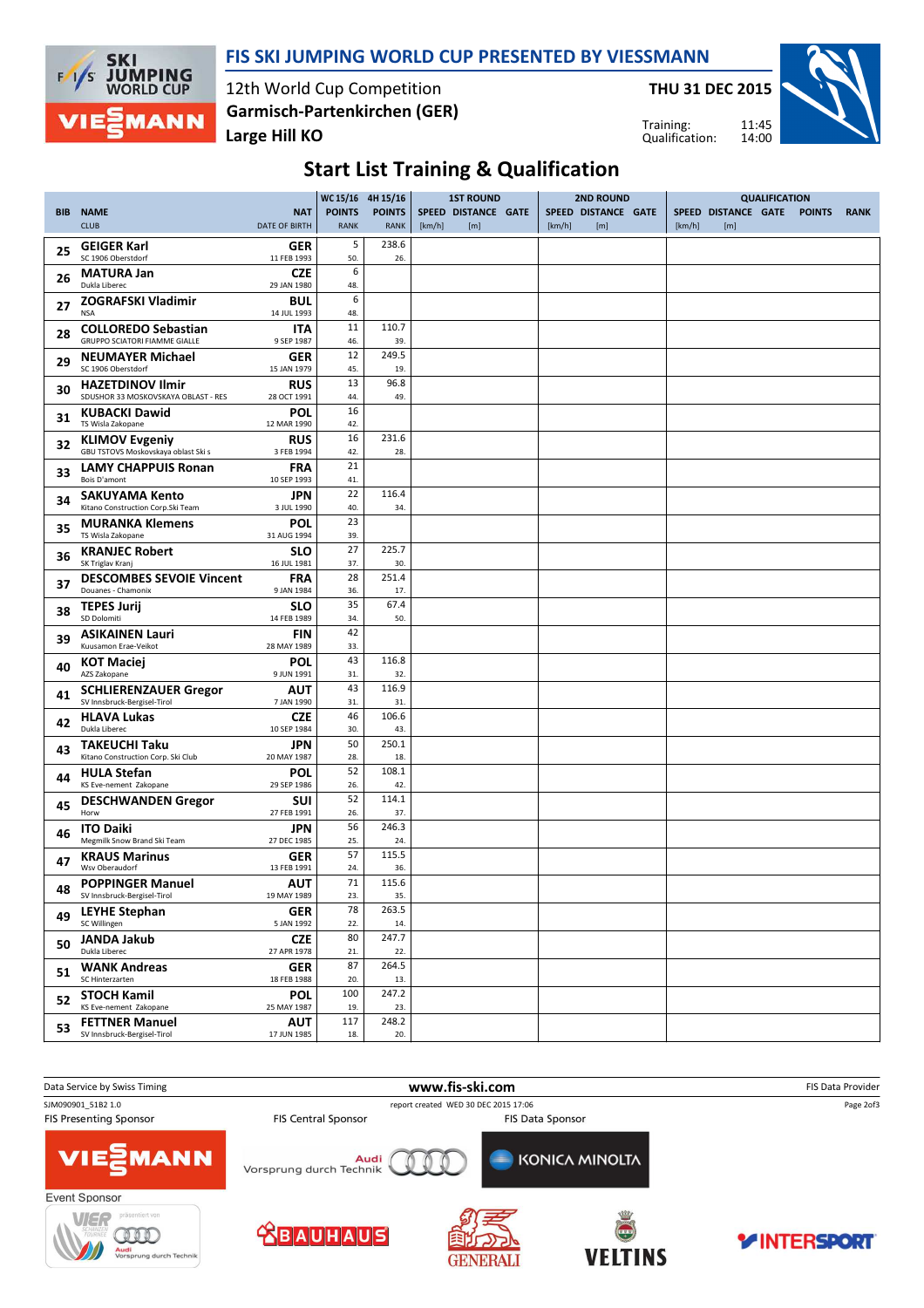# FIS SKI JUMPING WORLD CUP PRESENTED BY VIESSMANN

12th World Cup Competition
**Garmisch-Partenkirchen (GER)**
**Large Hill KO**

**THU 31 DEC 2015**

Training: 11:45
Qualification: 14:00

## Start List Training & Qualification

| BIB | NAME / CLUB | NAT / DATE OF BIRTH | WC 15/16 POINTS / RANK | 4H 15/16 POINTS / RANK | 1ST ROUND SPEED [km/h] | 1ST ROUND DISTANCE [m] | 1ST ROUND GATE | 2ND ROUND SPEED [km/h] | 2ND ROUND DISTANCE [m] | 2ND ROUND GATE | QUALIFICATION SPEED [km/h] | QUALIFICATION DISTANCE [m] | QUALIFICATION GATE | QUALIFICATION POINTS | QUALIFICATION RANK |
|---|---|---|---|---|---|---|---|---|---|---|---|---|---|---|---|
| 25 | **GEIGER Karl** SC 1906 Oberstdorf | **GER** 11 FEB 1993 | 5 / 50. | 238.6 / 26. | | | | | | | | | | | |
| 26 | **MATURA Jan** Dukla Liberec | **CZE** 29 JAN 1980 | 6 / 48. | | | | | | | | | | | | |
| 27 | **ZOGRAFSKI Vladimir** NSA | **BUL** 14 JUL 1993 | 6 / 48. | | | | | | | | | | | | |
| 28 | **COLLOREDO Sebastian** GRUPPO SCIATORI FIAMME GIALLE | **ITA** 9 SEP 1987 | 11 / 46. | 110.7 / 39. | | | | | | | | | | | |
| 29 | **NEUMAYER Michael** SC 1906 Oberstdorf | **GER** 15 JAN 1979 | 12 / 45. | 249.5 / 19. | | | | | | | | | | | |
| 30 | **HAZETDINOV Ilmir** SDUSHOR 33 MOSKOVSKAYA OBLAST - RES | **RUS** 28 OCT 1991 | 13 / 44. | 96.8 / 49. | | | | | | | | | | | |
| 31 | **KUBACKI Dawid** TS Wisla Zakopane | **POL** 12 MAR 1990 | 16 / 42. | | | | | | | | | | | | |
| 32 | **KLIMOV Evgeniy** GBU TSTOVS Moskovskaya oblast Ski s | **RUS** 3 FEB 1994 | 16 / 42. | 231.6 / 28. | | | | | | | | | | | |
| 33 | **LAMY CHAPPUIS Ronan** Bois D'amont | **FRA** 10 SEP 1993 | 21 / 41. | | | | | | | | | | | | |
| 34 | **SAKUYAMA Kento** Kitano Construction Corp.Ski Team | **JPN** 3 JUL 1990 | 22 / 40. | 116.4 / 34. | | | | | | | | | | | |
| 35 | **MURANKA Klemens** TS Wisla Zakopane | **POL** 31 AUG 1994 | 23 / 39. | | | | | | | | | | | | |
| 36 | **KRANJEC Robert** SK Triglav Kranj | **SLO** 16 JUL 1981 | 27 / 37. | 225.7 / 30. | | | | | | | | | | | |
| 37 | **DESCOMBES SEVOIE Vincent** Douanes - Chamonix | **FRA** 9 JAN 1984 | 28 / 36. | 251.4 / 17. | | | | | | | | | | | |
| 38 | **TEPES Jurij** SD Dolomiti | **SLO** 14 FEB 1989 | 35 / 34. | 67.4 / 50. | | | | | | | | | | | |
| 39 | **ASIKAINEN Lauri** Kuusamon Erae-Veikot | **FIN** 28 MAY 1989 | 42 / 33. | | | | | | | | | | | | |
| 40 | **KOT Maciej** AZS Zakopane | **POL** 9 JUN 1991 | 43 / 31. | 116.8 / 32. | | | | | | | | | | | |
| 41 | **SCHLIERENZAUER Gregor** SV Innsbruck-Bergisel-Tirol | **AUT** 7 JAN 1990 | 43 / 31. | 116.9 / 31. | | | | | | | | | | | |
| 42 | **HLAVA Lukas** Dukla Liberec | **CZE** 10 SEP 1984 | 46 / 30. | 106.6 / 43. | | | | | | | | | | | |
| 43 | **TAKEUCHI Taku** Kitano Construction Corp. Ski Club | **JPN** 20 MAY 1987 | 50 / 28. | 250.1 / 18. | | | | | | | | | | | |
| 44 | **HULA Stefan** KS Eve-nement Zakopane | **POL** 29 SEP 1986 | 52 / 26. | 108.1 / 42. | | | | | | | | | | | |
| 45 | **DESCHWANDEN Gregor** Horw | **SUI** 27 FEB 1991 | 52 / 26. | 114.1 / 37. | | | | | | | | | | | |
| 46 | **ITO Daiki** Megmilk Snow Brand Ski Team | **JPN** 27 DEC 1985 | 56 / 25. | 246.3 / 24. | | | | | | | | | | | |
| 47 | **KRAUS Marinus** Wsv Oberaudorf | **GER** 13 FEB 1991 | 57 / 24. | 115.5 / 36. | | | | | | | | | | | |
| 48 | **POPPINGER Manuel** SV Innsbruck-Bergisel-Tirol | **AUT** 19 MAY 1989 | 71 / 23. | 115.6 / 35. | | | | | | | | | | | |
| 49 | **LEYHE Stephan** SC Willingen | **GER** 5 JAN 1992 | 78 / 22. | 263.5 / 14. | | | | | | | | | | | |
| 50 | **JANDA Jakub** Dukla Liberec | **CZE** 27 APR 1978 | 80 / 21. | 247.7 / 22. | | | | | | | | | | | |
| 51 | **WANK Andreas** SC Hinterzarten | **GER** 18 FEB 1988 | 87 / 20. | 264.5 / 13. | | | | | | | | | | | |
| 52 | **STOCH Kamil** KS Eve-nement Zakopane | **POL** 25 MAY 1987 | 100 / 19. | 247.2 / 23. | | | | | | | | | | | |
| 53 | **FETTNER Manuel** SV Innsbruck-Bergisel-Tirol | **AUT** 17 JUN 1985 | 117 / 18. | 248.2 / 20. | | | | | | | | | | | |

Data Service by Swiss Timing — www.fis-ski.com — FIS Data Provider

SJM090901_51B2 1.0 — report created WED 30 DEC 2015 17:06

FIS Presenting Sponsor: VIESSMANN — FIS Central Sponsor: Audi Vorsprung durch Technik — FIS Data Sponsor: KONICA MINOLTA

Event Sponsor: VIER SCHANZEN TOURNEE präsentiert von Audi Vorsprung durch Technik — BAUHAUS — GENERALI — VELTINS — INTERSPORT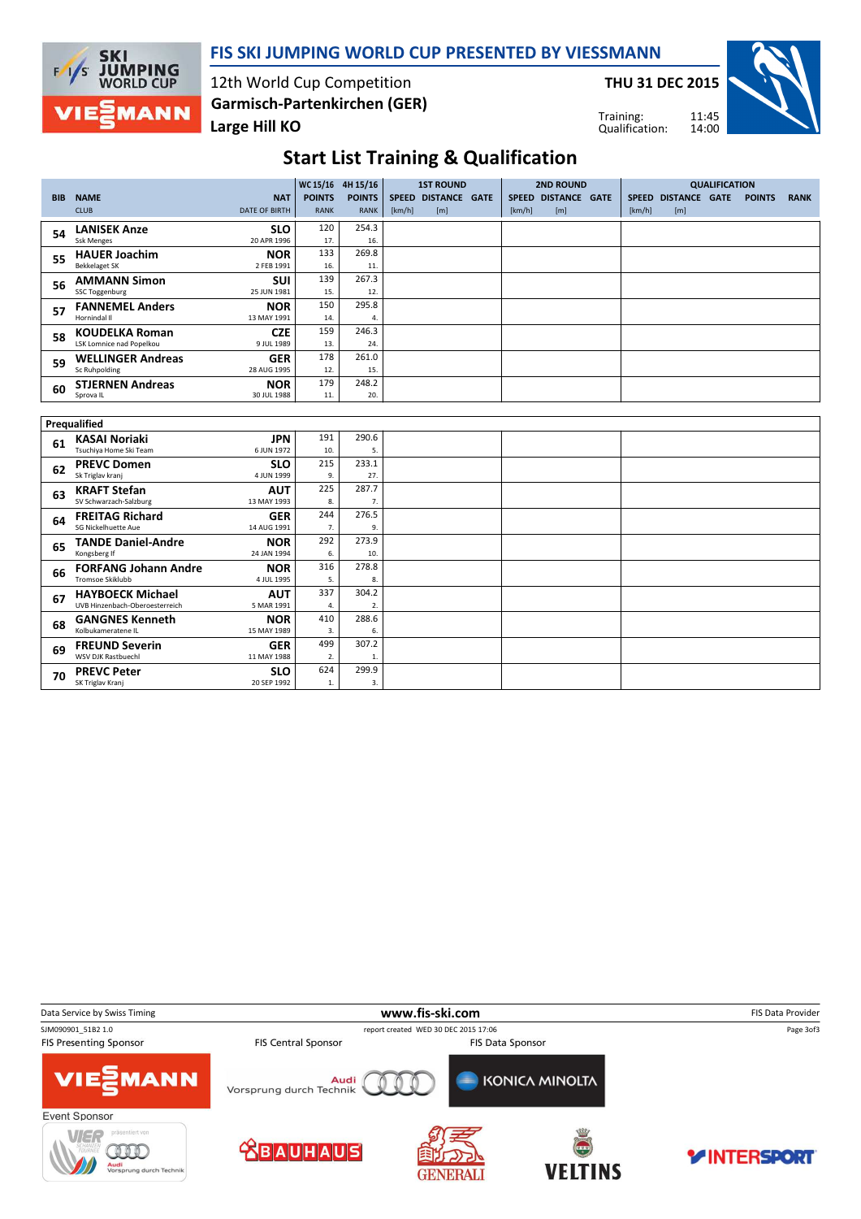# FIS SKI JUMPING WORLD CUP PRESENTED BY VIESSMANN

12th World Cup Competition
Garmisch-Partenkirchen (GER)
Large Hill KO

THU 31 DEC 2015

Training: 11:45
Qualification: 14:00

## Start List Training & Qualification

| BIB | NAME / CLUB | NAT / DATE OF BIRTH | WC 15/16 POINTS / RANK | 4H 15/16 POINTS / RANK | 1ST ROUND SPEED [km/h] | 1ST ROUND DISTANCE [m] | 1ST ROUND GATE | 2ND ROUND SPEED [km/h] | 2ND ROUND DISTANCE [m] | 2ND ROUND GATE | QUALIFICATION SPEED [km/h] | QUALIFICATION DISTANCE [m] | QUALIFICATION GATE | QUALIFICATION POINTS | QUALIFICATION RANK |
|---|---|---|---|---|---|---|---|---|---|---|---|---|---|---|---|
| 54 | **LANISEK Anze** Ssk Menges | **SLO** 20 APR 1996 | 120 / 17. | 254.3 / 16. | | | | | | | | | | | |
| 55 | **HAUER Joachim** Bekkelaget SK | **NOR** 2 FEB 1991 | 133 / 16. | 269.8 / 11. | | | | | | | | | | | |
| 56 | **AMMANN Simon** SSC Toggenburg | **SUI** 25 JUN 1981 | 139 / 15. | 267.3 / 12. | | | | | | | | | | | |
| 57 | **FANNEMEL Anders** Hornindal Il | **NOR** 13 MAY 1991 | 150 / 14. | 295.8 / 4. | | | | | | | | | | | |
| 58 | **KOUDELKA Roman** LSK Lomnice nad Popelkou | **CZE** 9 JUL 1989 | 159 / 13. | 246.3 / 24. | | | | | | | | | | | |
| 59 | **WELLINGER Andreas** Sc Ruhpolding | **GER** 28 AUG 1995 | 178 / 12. | 261.0 / 15. | | | | | | | | | | | |
| 60 | **STJERNEN Andreas** Sprova IL | **NOR** 30 JUL 1988 | 179 / 11. | 248.2 / 20. | | | | | | | | | | | |
| **Prequalified** | | | | | | | | | | | | | | | |
| 61 | **KASAI Noriaki** Tsuchiya Home Ski Team | **JPN** 6 JUN 1972 | 191 / 10. | 290.6 / 5. | | | | | | | | | | | |
| 62 | **PREVC Domen** Sk Triglav kranj | **SLO** 4 JUN 1999 | 215 / 9. | 233.1 / 27. | | | | | | | | | | | |
| 63 | **KRAFT Stefan** SV Schwarzach-Salzburg | **AUT** 13 MAY 1993 | 225 / 8. | 287.7 / 7. | | | | | | | | | | | |
| 64 | **FREITAG Richard** SG Nickelhuette Aue | **GER** 14 AUG 1991 | 244 / 7. | 276.5 / 9. | | | | | | | | | | | |
| 65 | **TANDE Daniel-Andre** Kongsberg If | **NOR** 24 JAN 1994 | 292 / 6. | 273.9 / 10. | | | | | | | | | | | |
| 66 | **FORFANG Johann Andre** Tromsoe Skiklubb | **NOR** 4 JUL 1995 | 316 / 5. | 278.8 / 8. | | | | | | | | | | | |
| 67 | **HAYBOECK Michael** UVB Hinzenbach-Oberoesterreich | **AUT** 5 MAR 1991 | 337 / 4. | 304.2 / 2. | | | | | | | | | | | |
| 68 | **GANGNES Kenneth** Kolbukameratene IL | **NOR** 15 MAY 1989 | 410 / 3. | 288.6 / 6. | | | | | | | | | | | |
| 69 | **FREUND Severin** WSV DJK Rastbuechl | **GER** 11 MAY 1988 | 499 / 2. | 307.2 / 1. | | | | | | | | | | | |
| 70 | **PREVC Peter** SK Triglav Kranj | **SLO** 20 SEP 1992 | 624 / 1. | 299.9 / 3. | | | | | | | | | | | |

Data Service by Swiss Timing — www.fis-ski.com — FIS Data Provider

SJM090901_51B2 1.0 — report created WED 30 DEC 2015 17:06

FIS Presenting Sponsor: VIESSMANN — FIS Central Sponsor: Audi Vorsprung durch Technik — FIS Data Sponsor: KONICA MINOLTA

Event Sponsor: Vierschanzentournee präsentiert von Audi, BAUHAUS, GENERALI, VELTINS, INTERSPORT